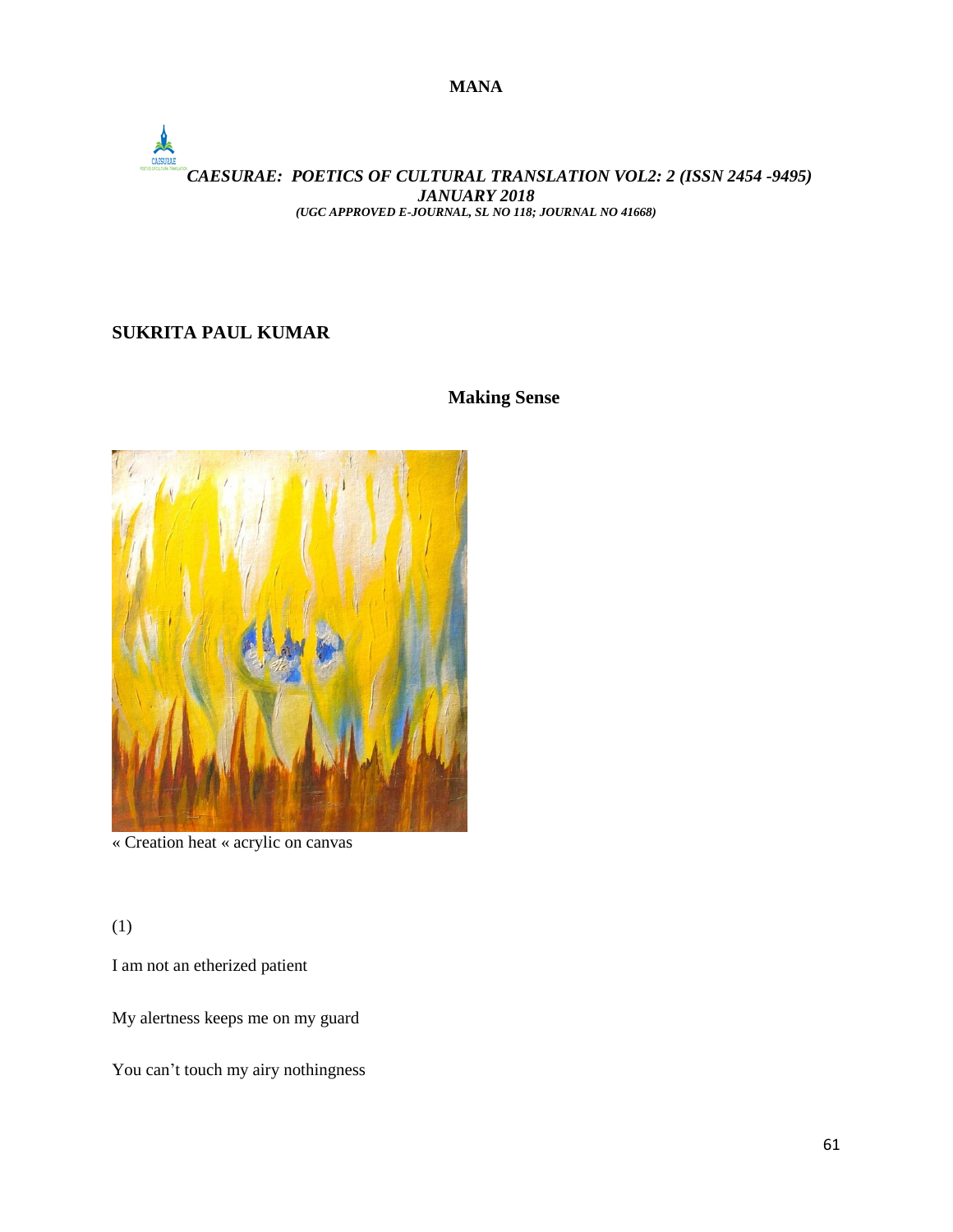# SUKRITA PAUL KUMAR

## Making Sense

« Creation heat « acrylic on canvas

(1)

I am not an etherized patient

My alertness keeps me on my guard

You can't touch my airy nothingness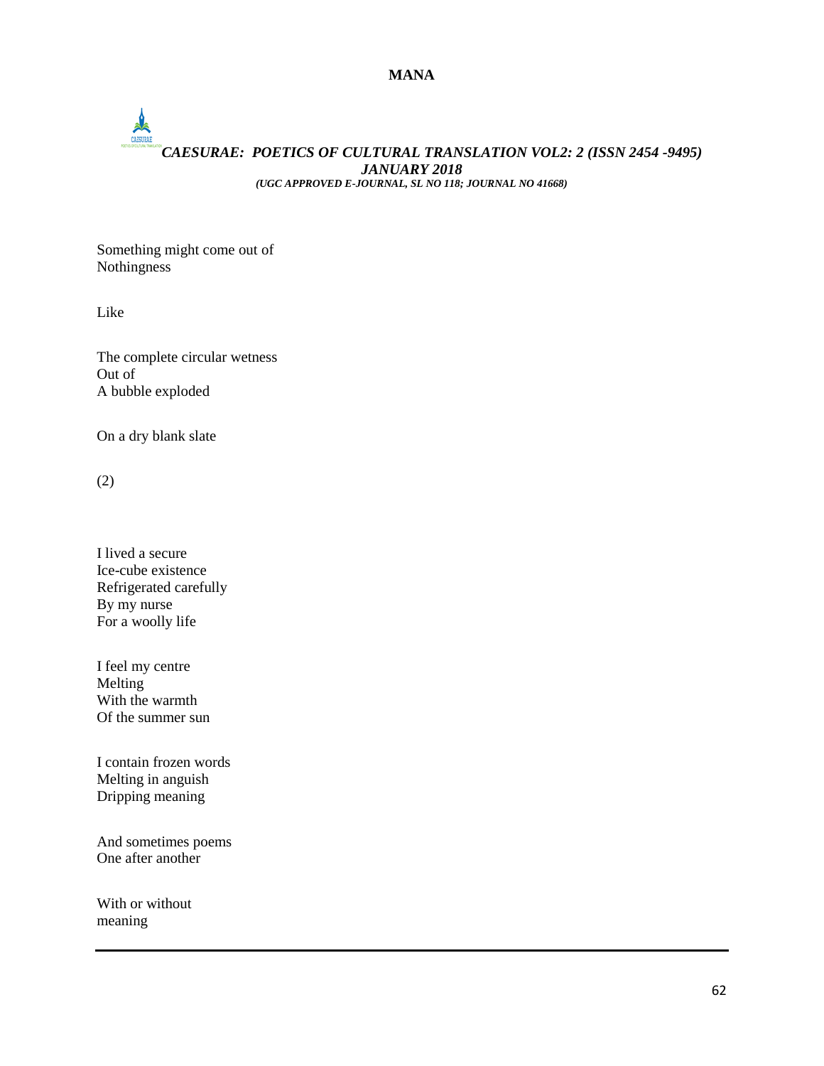Something might come out of
Nothingness

Like

The complete circular wetness
Out of
A bubble exploded

On a dry blank slate

(2)

I lived a secure
Ice-cube existence
Refrigerated carefully
By my nurse
For a woolly life

I feel my centre
Melting
With the warmth
Of the summer sun

I contain frozen words
Melting in anguish
Dripping meaning

And sometimes poems
One after another

With or without
meaning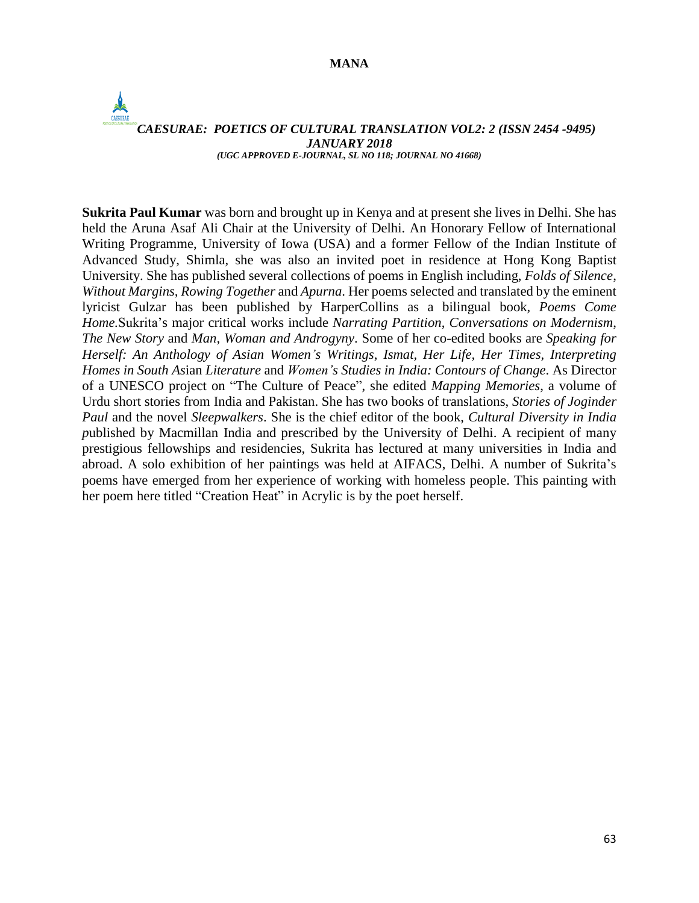**Sukrita Paul Kumar** was born and brought up in Kenya and at present she lives in Delhi. She has held the Aruna Asaf Ali Chair at the University of Delhi. An Honorary Fellow of International Writing Programme, University of Iowa (USA) and a former Fellow of the Indian Institute of Advanced Study, Shimla, she was also an invited poet in residence at Hong Kong Baptist University. She has published several collections of poems in English including, *Folds of Silence*, *Without Margins, Rowing Together* and *Apurna*. Her poems selected and translated by the eminent lyricist Gulzar has been published by HarperCollins as a bilingual book, *Poems Come Home.*Sukrita's major critical works include *Narrating Partition*, *Conversations on Modernism*, *The New Story* and *Man, Woman and Androgyny*. Some of her co-edited books are *Speaking for Herself: An Anthology of Asian Women's Writings*, *Ismat, Her Life, Her Times, Interpreting Homes in South As*ian *Literature* and *Women's Studies in India: Contours of Change*. As Director of a UNESCO project on "The Culture of Peace", she edited *Mapping Memories*, a volume of Urdu short stories from India and Pakistan. She has two books of translations, *Stories of Joginder Paul* and the novel *Sleepwalkers*. She is the chief editor of the book, *Cultural Diversity in India p*ublished by Macmillan India and prescribed by the University of Delhi. A recipient of many prestigious fellowships and residencies, Sukrita has lectured at many universities in India and abroad. A solo exhibition of her paintings was held at AIFACS, Delhi. A number of Sukrita's poems have emerged from her experience of working with homeless people. This painting with her poem here titled "Creation Heat" in Acrylic is by the poet herself.